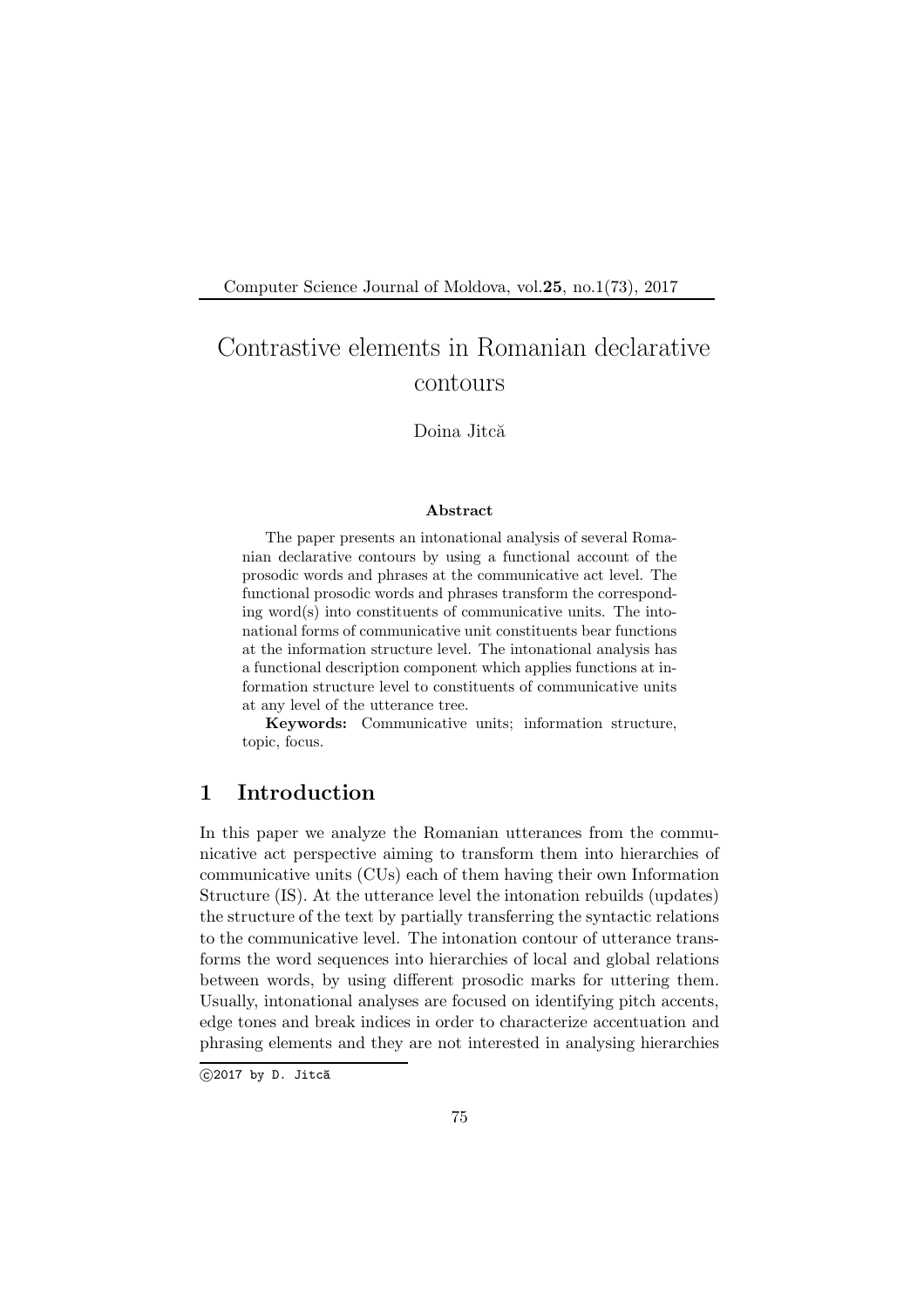# Contrastive elements in Romanian declarative contours

Doina Jitcă

**Abstract**

The paper presents an intonational analysis of several Romanian declarative contours by using a functional account of the prosodic words and phrases at the communicative act level. The functional prosodic words and phrases transform the corresponding word(s) into constituents of communicative units. The intonational forms of communicative unit constituents bear functions at the information structure level. The intonational analysis has a functional description component which applies functions at information structure level to constituents of communicative units at any level of the utterance tree.

**Keywords:** Communicative units; information structure, topic, focus.

## 1 Introduction

In this paper we analyze the Romanian utterances from the communicative act perspective aiming to transform them into hierarchies of communicative units (CUs) each of them having their own Information Structure (IS). At the utterance level the intonation rebuilds (updates) the structure of the text by partially transferring the syntactic relations to the communicative level. The intonation contour of utterance transforms the word sequences into hierarchies of local and global relations between words, by using different prosodic marks for uttering them. Usually, intonational analyses are focused on identifying pitch accents, edge tones and break indices in order to characterize accentuation and phrasing elements and they are not interested in analysing hierarchies

©2017 by D. Jitcă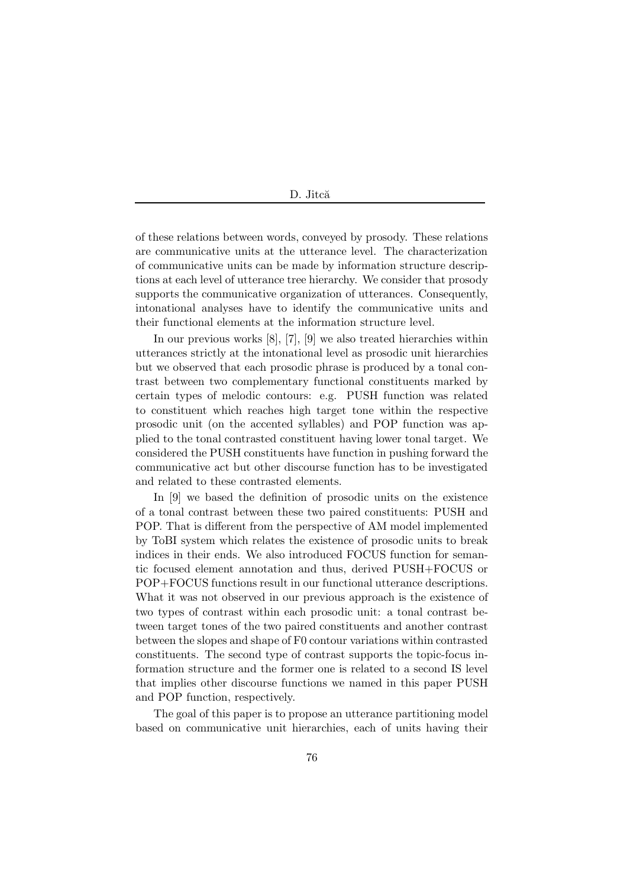of these relations between words, conveyed by prosody. These relations are communicative units at the utterance level. The characterization of communicative units can be made by information structure descriptions at each level of utterance tree hierarchy. We consider that prosody supports the communicative organization of utterances. Consequently, intonational analyses have to identify the communicative units and their functional elements at the information structure level.

In our previous works [8], [7], [9] we also treated hierarchies within utterances strictly at the intonational level as prosodic unit hierarchies but we observed that each prosodic phrase is produced by a tonal contrast between two complementary functional constituents marked by certain types of melodic contours: e.g. PUSH function was related to constituent which reaches high target tone within the respective prosodic unit (on the accented syllables) and POP function was applied to the tonal contrasted constituent having lower tonal target. We considered the PUSH constituents have function in pushing forward the communicative act but other discourse function has to be investigated and related to these contrasted elements.

In [9] we based the definition of prosodic units on the existence of a tonal contrast between these two paired constituents: PUSH and POP. That is different from the perspective of AM model implemented by ToBI system which relates the existence of prosodic units to break indices in their ends. We also introduced FOCUS function for semantic focused element annotation and thus, derived PUSH+FOCUS or POP+FOCUS functions result in our functional utterance descriptions. What it was not observed in our previous approach is the existence of two types of contrast within each prosodic unit: a tonal contrast between target tones of the two paired constituents and another contrast between the slopes and shape of F0 contour variations within contrasted constituents. The second type of contrast supports the topic-focus information structure and the former one is related to a second IS level that implies other discourse functions we named in this paper PUSH and POP function, respectively.

The goal of this paper is to propose an utterance partitioning model based on communicative unit hierarchies, each of units having their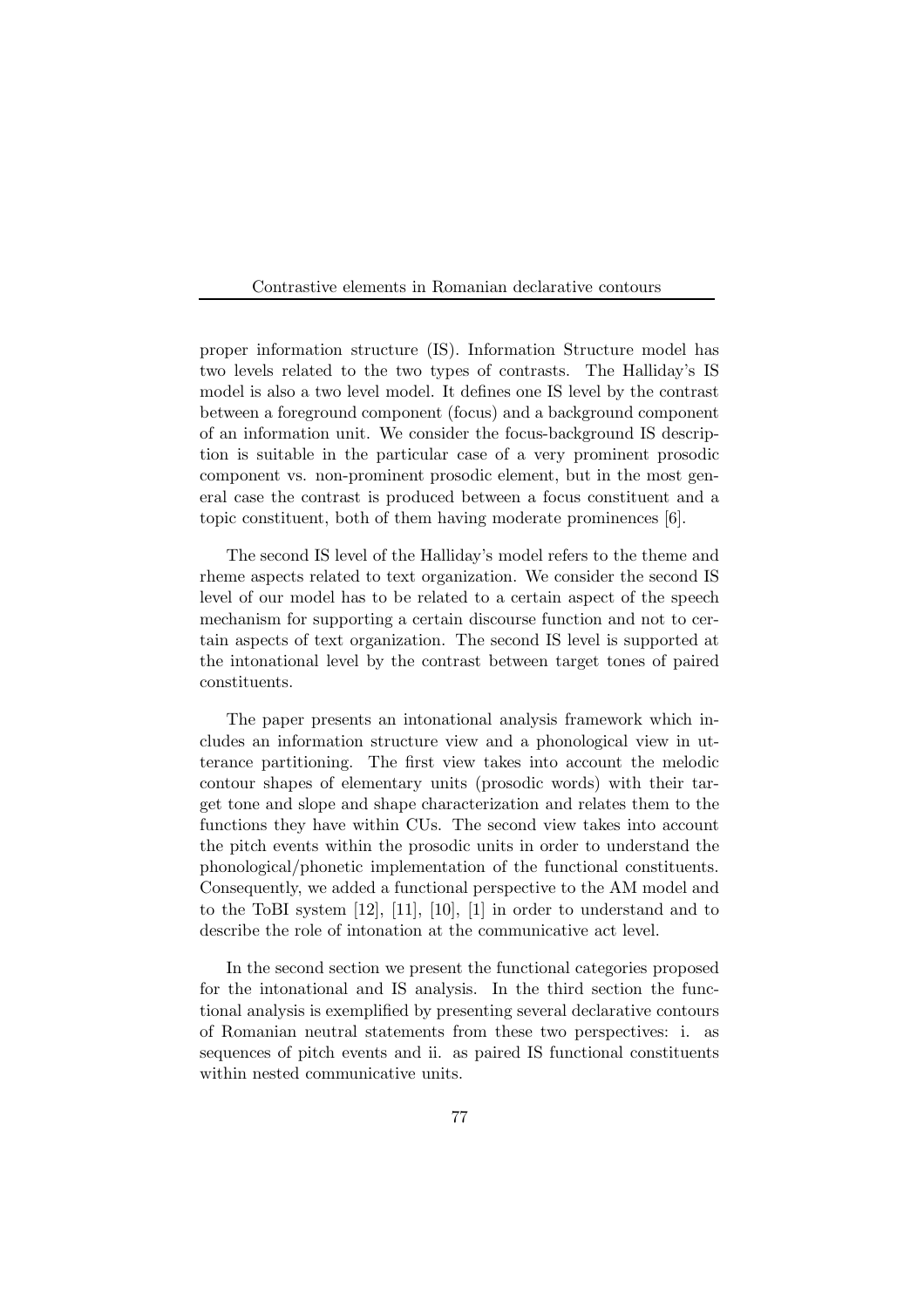proper information structure (IS). Information Structure model has two levels related to the two types of contrasts. The Halliday's IS model is also a two level model. It defines one IS level by the contrast between a foreground component (focus) and a background component of an information unit. We consider the focus-background IS description is suitable in the particular case of a very prominent prosodic component vs. non-prominent prosodic element, but in the most general case the contrast is produced between a focus constituent and a topic constituent, both of them having moderate prominences [6].

The second IS level of the Halliday's model refers to the theme and rheme aspects related to text organization. We consider the second IS level of our model has to be related to a certain aspect of the speech mechanism for supporting a certain discourse function and not to certain aspects of text organization. The second IS level is supported at the intonational level by the contrast between target tones of paired constituents.

The paper presents an intonational analysis framework which includes an information structure view and a phonological view in utterance partitioning. The first view takes into account the melodic contour shapes of elementary units (prosodic words) with their target tone and slope and shape characterization and relates them to the functions they have within CUs. The second view takes into account the pitch events within the prosodic units in order to understand the phonological/phonetic implementation of the functional constituents. Consequently, we added a functional perspective to the AM model and to the ToBI system [12], [11], [10], [1] in order to understand and to describe the role of intonation at the communicative act level.

In the second section we present the functional categories proposed for the intonational and IS analysis. In the third section the functional analysis is exemplified by presenting several declarative contours of Romanian neutral statements from these two perspectives: i. as sequences of pitch events and ii. as paired IS functional constituents within nested communicative units.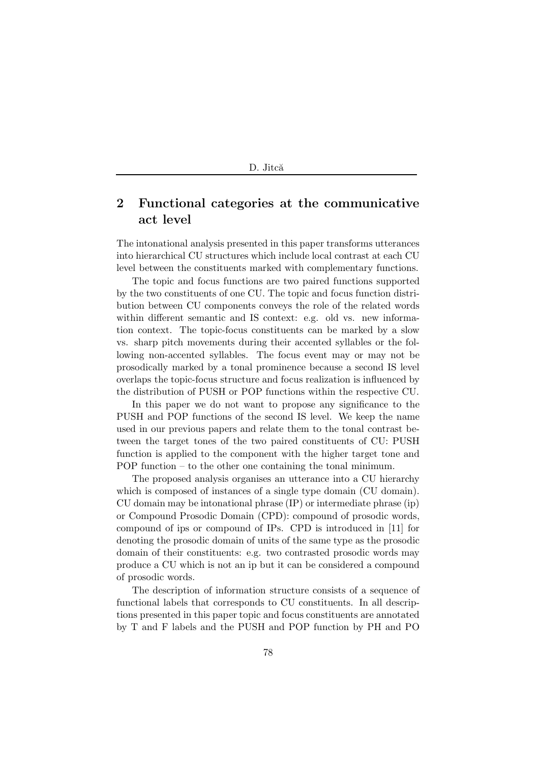## 2 Functional categories at the communicative act level

The intonational analysis presented in this paper transforms utterances into hierarchical CU structures which include local contrast at each CU level between the constituents marked with complementary functions.

The topic and focus functions are two paired functions supported by the two constituents of one CU. The topic and focus function distribution between CU components conveys the role of the related words within different semantic and IS context: e.g. old vs. new information context. The topic-focus constituents can be marked by a slow vs. sharp pitch movements during their accented syllables or the following non-accented syllables. The focus event may or may not be prosodically marked by a tonal prominence because a second IS level overlaps the topic-focus structure and focus realization is influenced by the distribution of PUSH or POP functions within the respective CU.

In this paper we do not want to propose any significance to the PUSH and POP functions of the second IS level. We keep the name used in our previous papers and relate them to the tonal contrast between the target tones of the two paired constituents of CU: PUSH function is applied to the component with the higher target tone and POP function – to the other one containing the tonal minimum.

The proposed analysis organises an utterance into a CU hierarchy which is composed of instances of a single type domain (CU domain). CU domain may be intonational phrase (IP) or intermediate phrase (ip) or Compound Prosodic Domain (CPD): compound of prosodic words, compound of ips or compound of IPs. CPD is introduced in [11] for denoting the prosodic domain of units of the same type as the prosodic domain of their constituents: e.g. two contrasted prosodic words may produce a CU which is not an ip but it can be considered a compound of prosodic words.

The description of information structure consists of a sequence of functional labels that corresponds to CU constituents. In all descriptions presented in this paper topic and focus constituents are annotated by T and F labels and the PUSH and POP function by PH and PO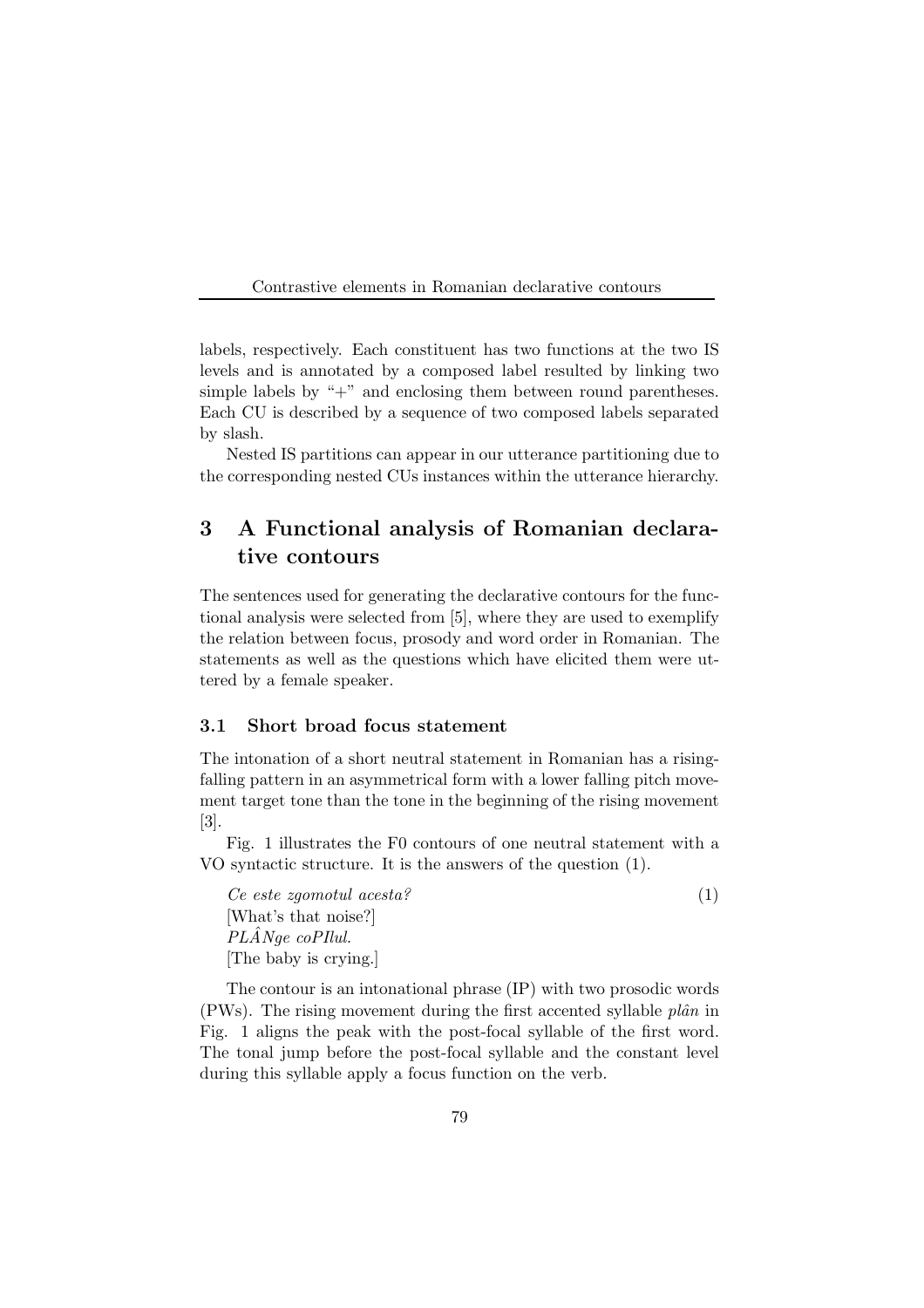labels, respectively. Each constituent has two functions at the two IS levels and is annotated by a composed label resulted by linking two simple labels by "+" and enclosing them between round parentheses. Each CU is described by a sequence of two composed labels separated by slash.

Nested IS partitions can appear in our utterance partitioning due to the corresponding nested CUs instances within the utterance hierarchy.

# 3 A Functional analysis of Romanian declarative contours

The sentences used for generating the declarative contours for the functional analysis were selected from [5], where they are used to exemplify the relation between focus, prosody and word order in Romanian. The statements as well as the questions which have elicited them were uttered by a female speaker.

## 3.1 Short broad focus statement

The intonation of a short neutral statement in Romanian has a rising-falling pattern in an asymmetrical form with a lower falling pitch movement target tone than the tone in the beginning of the rising movement [3].

Fig. 1 illustrates the F0 contours of one neutral statement with a VO syntactic structure. It is the answers of the question (1).

*Ce este zgomotul acesta?* (1)
[What's that noise?]
*PLÂNge coPIlul.*
[The baby is crying.]

The contour is an intonational phrase (IP) with two prosodic words (PWs). The rising movement during the first accented syllable *plân* in Fig. 1 aligns the peak with the post-focal syllable of the first word. The tonal jump before the post-focal syllable and the constant level during this syllable apply a focus function on the verb.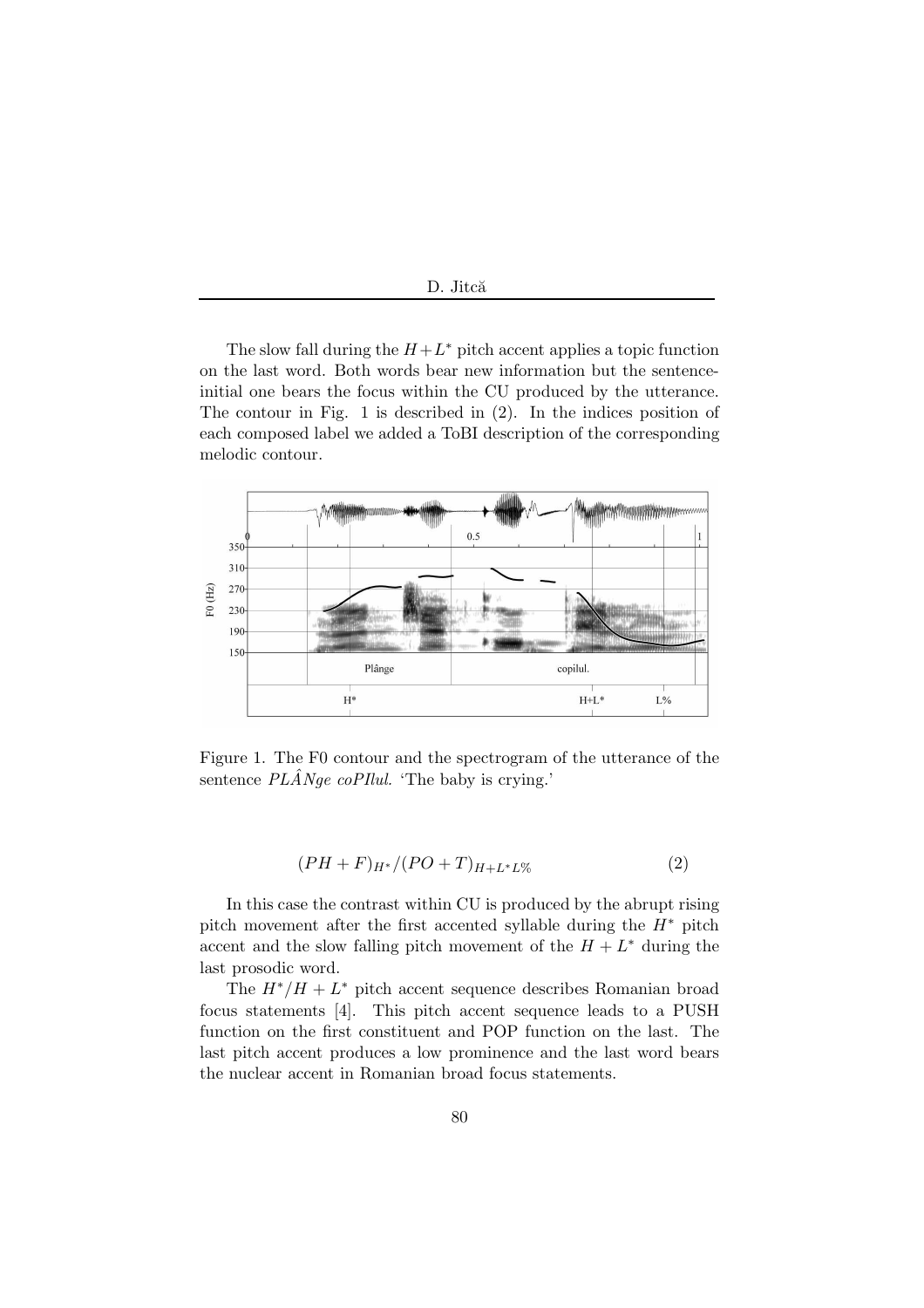The slow fall during the $H+L^*$ pitch accent applies a topic function on the last word. Both words bear new information but the sentence-initial one bears the focus within the CU produced by the utterance. The contour in Fig. 1 is described in (2). In the indices position of each composed label we added a ToBI description of the corresponding melodic contour.

Figure 1. The F0 contour and the spectrogram of the utterance of the sentence *PLÂNge coPIlul.* 'The baby is crying.'

$$(PH+F)_{H^*}/(PO+T)_{H+L^*L\%} \tag{2}$$

In this case the contrast within CU is produced by the abrupt rising pitch movement after the first accented syllable during the $H^*$ pitch accent and the slow falling pitch movement of the $H+L^*$ during the last prosodic word.

The $H^*/H+L^*$ pitch accent sequence describes Romanian broad focus statements [4]. This pitch accent sequence leads to a PUSH function on the first constituent and POP function on the last. The last pitch accent produces a low prominence and the last word bears the nuclear accent in Romanian broad focus statements.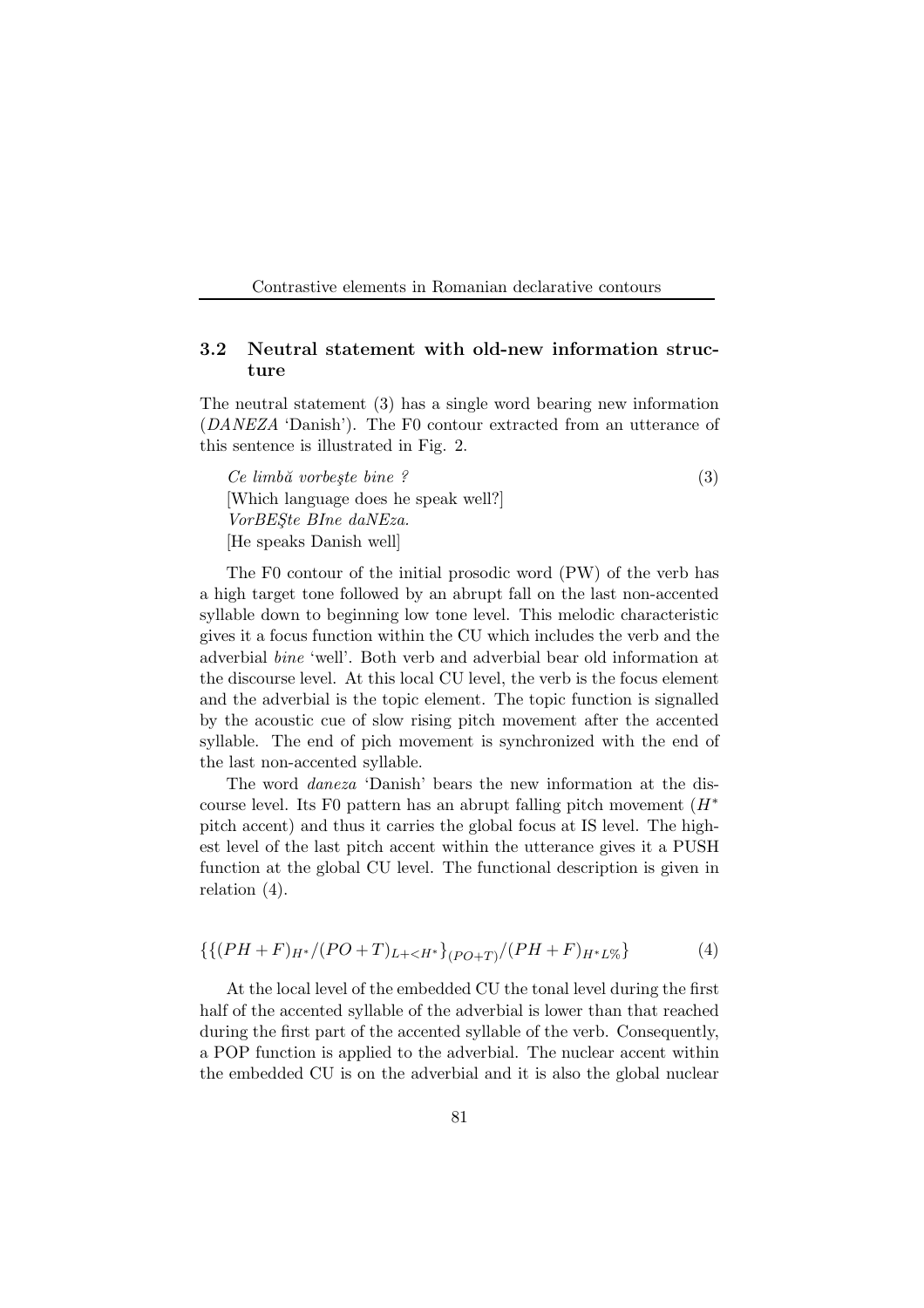## 3.2 Neutral statement with old-new information structure

The neutral statement (3) has a single word bearing new information (*DANEZA* 'Danish'). The F0 contour extracted from an utterance of this sentence is illustrated in Fig. 2.

*Ce limbă vorbeşte bine ?* (3)
[Which language does he speak well?]
*VorBEŞte BIne daNEza.*
[He speaks Danish well]

The F0 contour of the initial prosodic word (PW) of the verb has a high target tone followed by an abrupt fall on the last non-accented syllable down to beginning low tone level. This melodic characteristic gives it a focus function within the CU which includes the verb and the adverbial *bine* 'well'. Both verb and adverbial bear old information at the discourse level. At this local CU level, the verb is the focus element and the adverbial is the topic element. The topic function is signalled by the acoustic cue of slow rising pitch movement after the accented syllable. The end of pich movement is synchronized with the end of the last non-accented syllable.

The word *daneza* 'Danish' bears the new information at the discourse level. Its F0 pattern has an abrupt falling pitch movement ($H^*$ pitch accent) and thus it carries the global focus at IS level. The highest level of the last pitch accent within the utterance gives it a PUSH function at the global CU level. The functional description is given in relation (4).

$$\{\{(PH+F)_{H^*}/(PO+T)_{L+<H^*}\}_{(PO+T)}/(PH+F)_{H^*L\%}\} \tag{4}$$

At the local level of the embedded CU the tonal level during the first half of the accented syllable of the adverbial is lower than that reached during the first part of the accented syllable of the verb. Consequently, a POP function is applied to the adverbial. The nuclear accent within the embedded CU is on the adverbial and it is also the global nuclear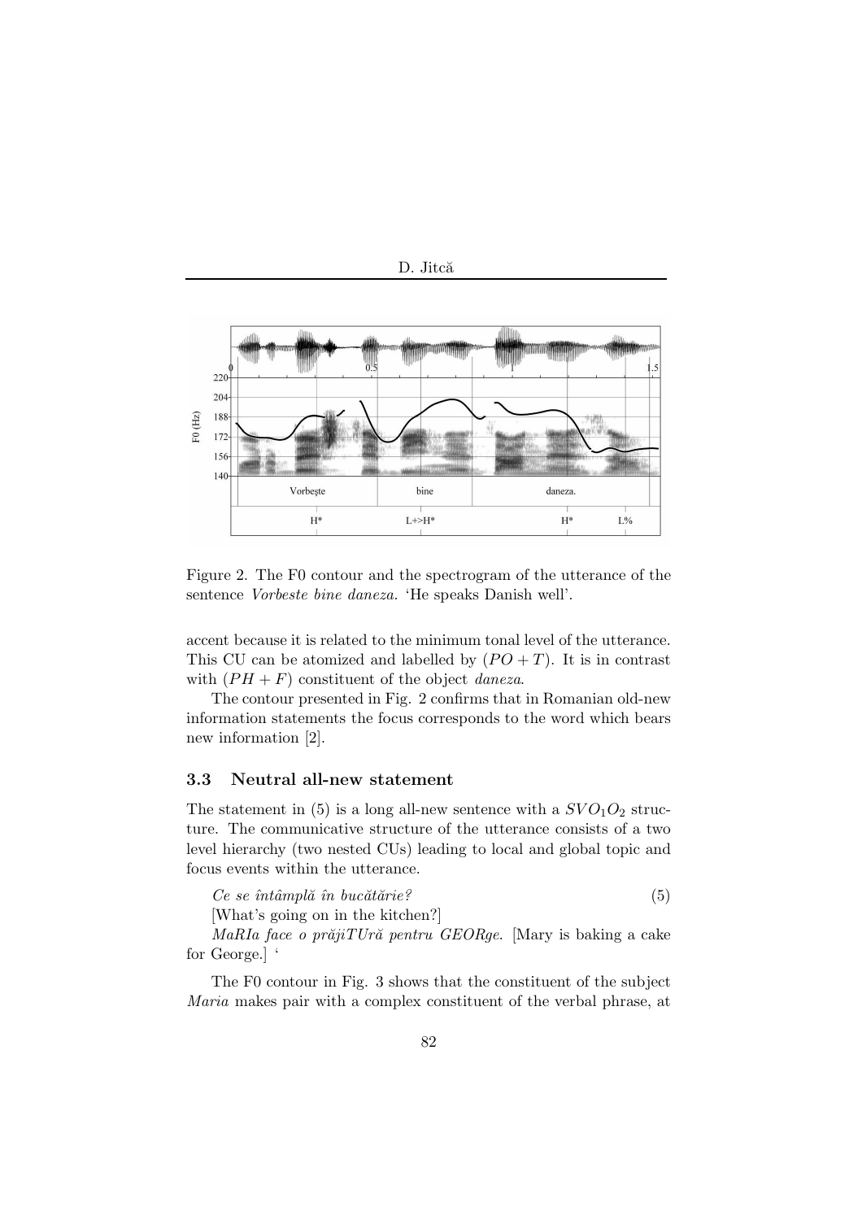Figure 2. The F0 contour and the spectrogram of the utterance of the sentence *Vorbeste bine daneza.* 'He speaks Danish well'.

accent because it is related to the minimum tonal level of the utterance. This CU can be atomized and labelled by $(PO + T)$. It is in contrast with $(PH + F)$ constituent of the object *daneza*.

The contour presented in Fig. 2 confirms that in Romanian old-new information statements the focus corresponds to the word which bears new information [2].

### 3.3 Neutral all-new statement

The statement in (5) is a long all-new sentence with a $SVO_1O_2$ structure. The communicative structure of the utterance consists of a two level hierarchy (two nested CUs) leading to local and global topic and focus events within the utterance.

*Ce se întâmplă în bucătărie?* (5)
[What's going on in the kitchen?]
*MaRIa face o prăjiTUră pentru GEORge.* [Mary is baking a cake for George.] '

The F0 contour in Fig. 3 shows that the constituent of the subject *Maria* makes pair with a complex constituent of the verbal phrase, at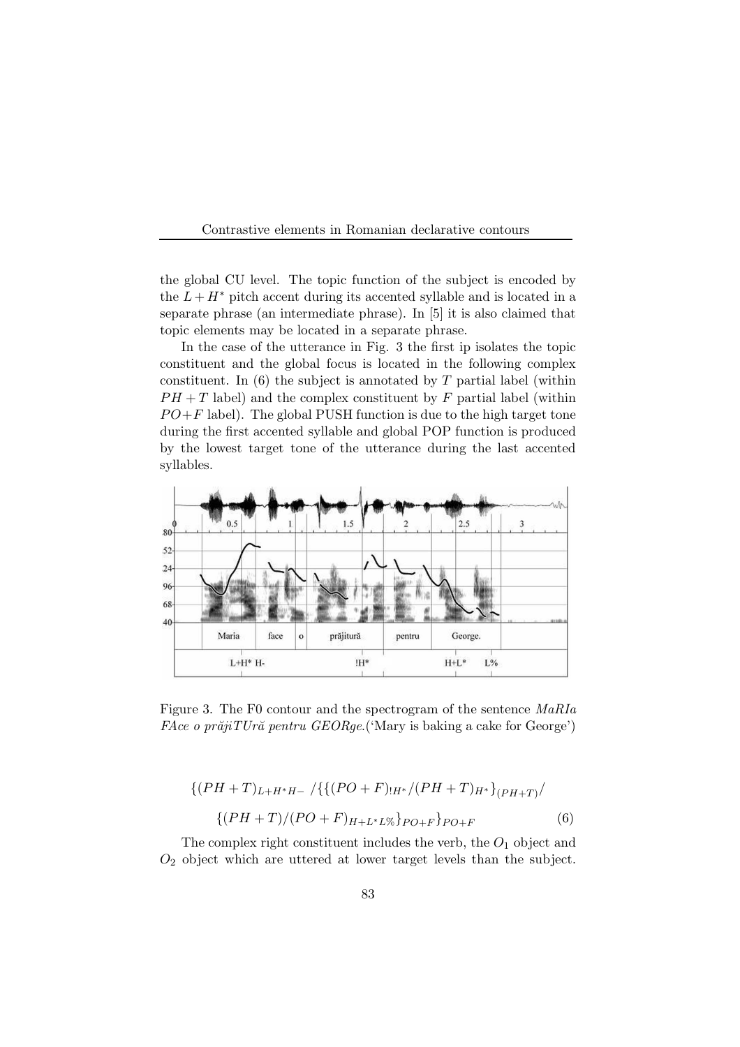the global CU level. The topic function of the subject is encoded by the $L + H^*$ pitch accent during its accented syllable and is located in a separate phrase (an intermediate phrase). In [5] it is also claimed that topic elements may be located in a separate phrase.

In the case of the utterance in Fig. 3 the first ip isolates the topic constituent and the global focus is located in the following complex constituent. In (6) the subject is annotated by $T$ partial label (within $PH + T$ label) and the complex constituent by $F$ partial label (within $PO+F$ label). The global PUSH function is due to the high target tone during the first accented syllable and global POP function is produced by the lowest target tone of the utterance during the last accented syllables.

Figure 3. The F0 contour and the spectrogram of the sentence *MaRIa FAce o prăjiTUră pentru GEORge.*('Mary is baking a cake for George')

$$\{(PH + T)_{L+H^*H-} / \{\{(PO + F)_{!H^*}/(PH + T)_{H^*}\}_{(PH+T)}/$$

$$\{(PH + T)/(PO + F)_{H+L^*L\%}\}_{PO+F}\}_{PO+F} \tag{6}$$

The complex right constituent includes the verb, the $O_1$ object and $O_2$ object which are uttered at lower target levels than the subject.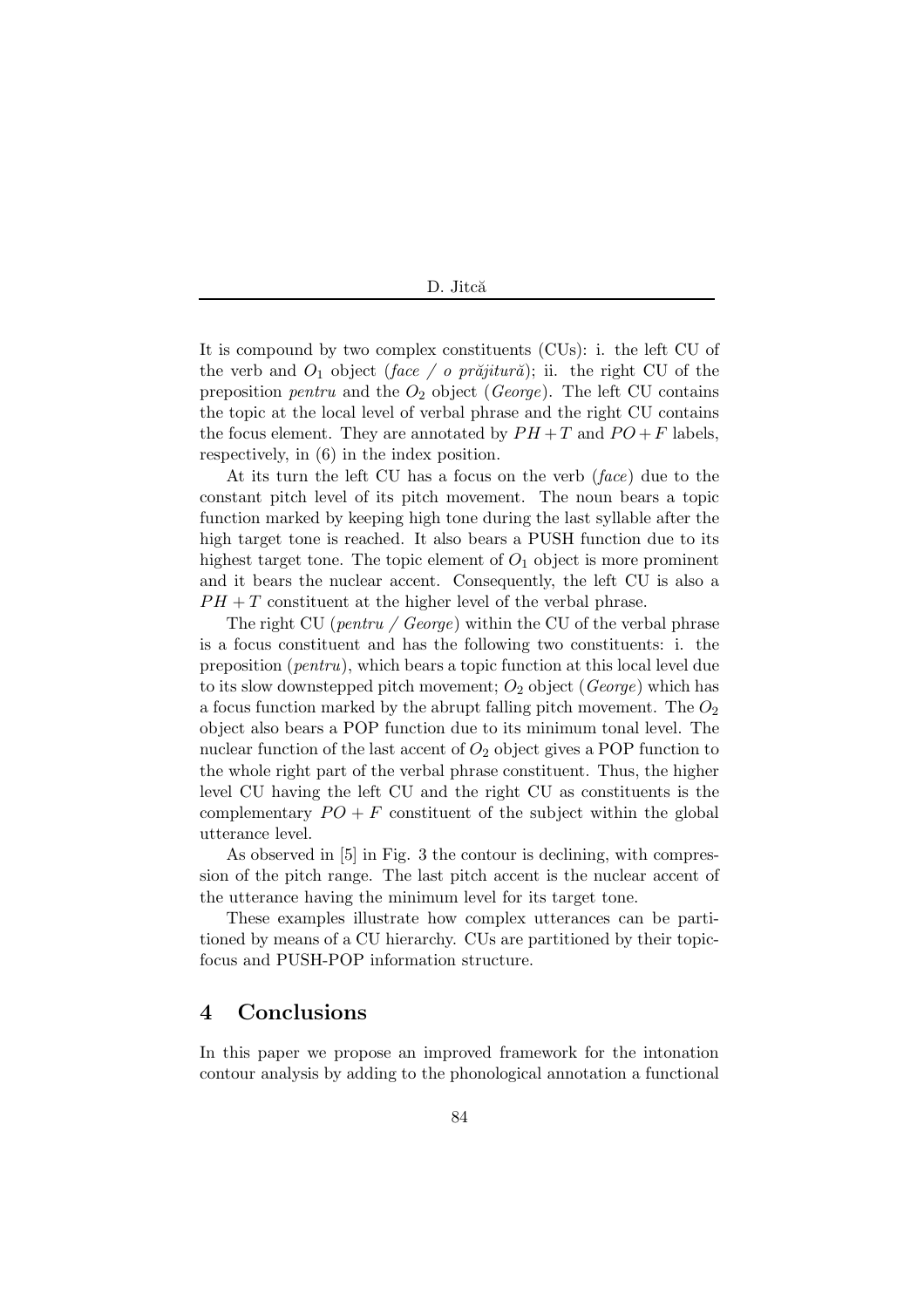It is compound by two complex constituents (CUs): i. the left CU of the verb and $O_1$ object (*face / o prăjitură*); ii. the right CU of the preposition *pentru* and the $O_2$ object (*George*). The left CU contains the topic at the local level of verbal phrase and the right CU contains the focus element. They are annotated by $PH+T$ and $PO+F$ labels, respectively, in (6) in the index position.

At its turn the left CU has a focus on the verb (*face*) due to the constant pitch level of its pitch movement. The noun bears a topic function marked by keeping high tone during the last syllable after the high target tone is reached. It also bears a PUSH function due to its highest target tone. The topic element of $O_1$ object is more prominent and it bears the nuclear accent. Consequently, the left CU is also a $PH+T$ constituent at the higher level of the verbal phrase.

The right CU (*pentru / George*) within the CU of the verbal phrase is a focus constituent and has the following two constituents: i. the preposition (*pentru*), which bears a topic function at this local level due to its slow downstepped pitch movement; $O_2$ object (*George*) which has a focus function marked by the abrupt falling pitch movement. The $O_2$ object also bears a POP function due to its minimum tonal level. The nuclear function of the last accent of $O_2$ object gives a POP function to the whole right part of the verbal phrase constituent. Thus, the higher level CU having the left CU and the right CU as constituents is the complementary $PO+F$ constituent of the subject within the global utterance level.

As observed in [5] in Fig. 3 the contour is declining, with compression of the pitch range. The last pitch accent is the nuclear accent of the utterance having the minimum level for its target tone.

These examples illustrate how complex utterances can be partitioned by means of a CU hierarchy. CUs are partitioned by their topic-focus and PUSH-POP information structure.

## 4 Conclusions

In this paper we propose an improved framework for the intonation contour analysis by adding to the phonological annotation a functional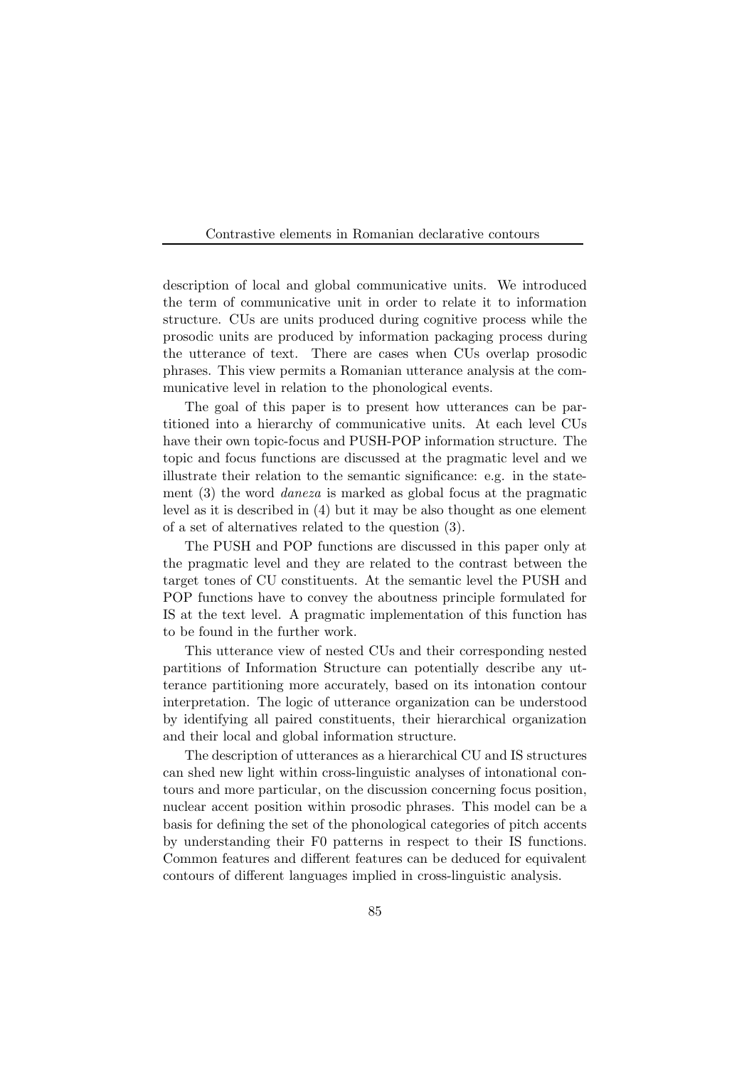description of local and global communicative units. We introduced the term of communicative unit in order to relate it to information structure. CUs are units produced during cognitive process while the prosodic units are produced by information packaging process during the utterance of text. There are cases when CUs overlap prosodic phrases. This view permits a Romanian utterance analysis at the communicative level in relation to the phonological events.

The goal of this paper is to present how utterances can be partitioned into a hierarchy of communicative units. At each level CUs have their own topic-focus and PUSH-POP information structure. The topic and focus functions are discussed at the pragmatic level and we illustrate their relation to the semantic significance: e.g. in the statement (3) the word *daneza* is marked as global focus at the pragmatic level as it is described in (4) but it may be also thought as one element of a set of alternatives related to the question (3).

The PUSH and POP functions are discussed in this paper only at the pragmatic level and they are related to the contrast between the target tones of CU constituents. At the semantic level the PUSH and POP functions have to convey the aboutness principle formulated for IS at the text level. A pragmatic implementation of this function has to be found in the further work.

This utterance view of nested CUs and their corresponding nested partitions of Information Structure can potentially describe any utterance partitioning more accurately, based on its intonation contour interpretation. The logic of utterance organization can be understood by identifying all paired constituents, their hierarchical organization and their local and global information structure.

The description of utterances as a hierarchical CU and IS structures can shed new light within cross-linguistic analyses of intonational contours and more particular, on the discussion concerning focus position, nuclear accent position within prosodic phrases. This model can be a basis for defining the set of the phonological categories of pitch accents by understanding their F0 patterns in respect to their IS functions. Common features and different features can be deduced for equivalent contours of different languages implied in cross-linguistic analysis.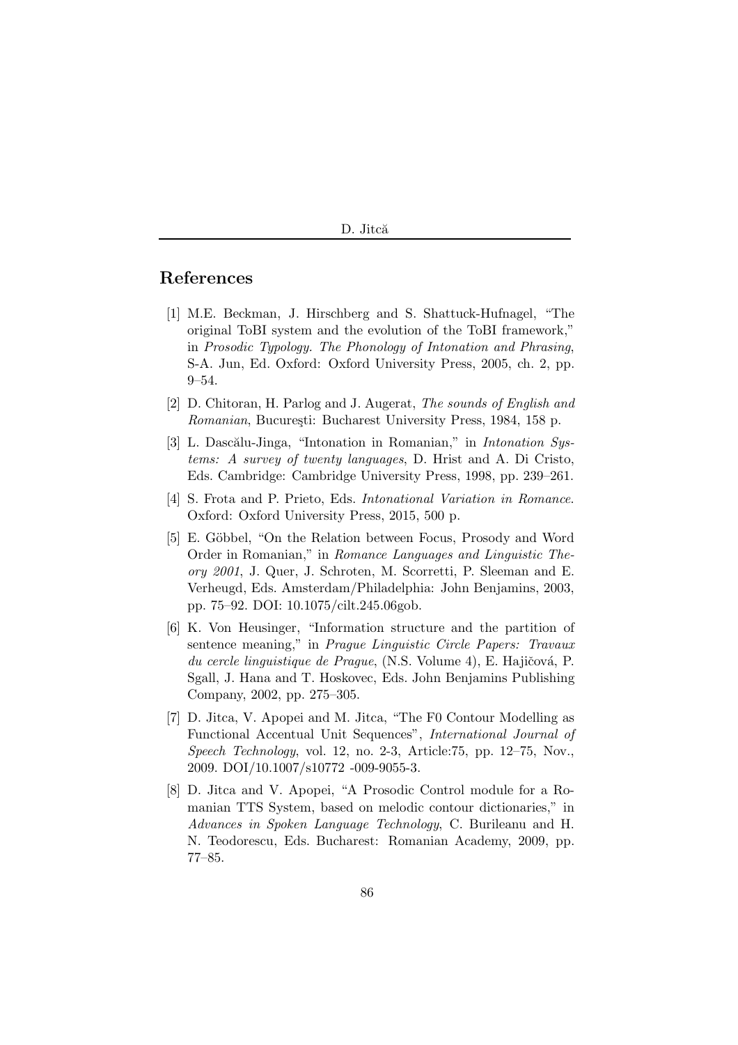## References

[1] M.E. Beckman, J. Hirschberg and S. Shattuck-Hufnagel, "The original ToBI system and the evolution of the ToBI framework," in *Prosodic Typology. The Phonology of Intonation and Phrasing*, S-A. Jun, Ed. Oxford: Oxford University Press, 2005, ch. 2, pp. 9–54.

[2] D. Chitoran, H. Parlog and J. Augerat, *The sounds of English and Romanian*, Bucureşti: Bucharest University Press, 1984, 158 p.

[3] L. Dascălu-Jinga, "Intonation in Romanian," in *Intonation Systems: A survey of twenty languages*, D. Hrist and A. Di Cristo, Eds. Cambridge: Cambridge University Press, 1998, pp. 239–261.

[4] S. Frota and P. Prieto, Eds. *Intonational Variation in Romance*. Oxford: Oxford University Press, 2015, 500 p.

[5] E. Göbbel, "On the Relation between Focus, Prosody and Word Order in Romanian," in *Romance Languages and Linguistic Theory 2001*, J. Quer, J. Schroten, M. Scorretti, P. Sleeman and E. Verheugd, Eds. Amsterdam/Philadelphia: John Benjamins, 2003, pp. 75–92. DOI: 10.1075/cilt.245.06gob.

[6] K. Von Heusinger, "Information structure and the partition of sentence meaning," in *Prague Linguistic Circle Papers: Travaux du cercle linguistique de Prague*, (N.S. Volume 4), E. Hajičová, P. Sgall, J. Hana and T. Hoskovec, Eds. John Benjamins Publishing Company, 2002, pp. 275–305.

[7] D. Jitca, V. Apopei and M. Jitca, "The F0 Contour Modelling as Functional Accentual Unit Sequences", *International Journal of Speech Technology*, vol. 12, no. 2-3, Article:75, pp. 12–75, Nov., 2009. DOI/10.1007/s10772 -009-9055-3.

[8] D. Jitca and V. Apopei, "A Prosodic Control module for a Romanian TTS System, based on melodic contour dictionaries," in *Advances in Spoken Language Technology*, C. Burileanu and H. N. Teodorescu, Eds. Bucharest: Romanian Academy, 2009, pp. 77–85.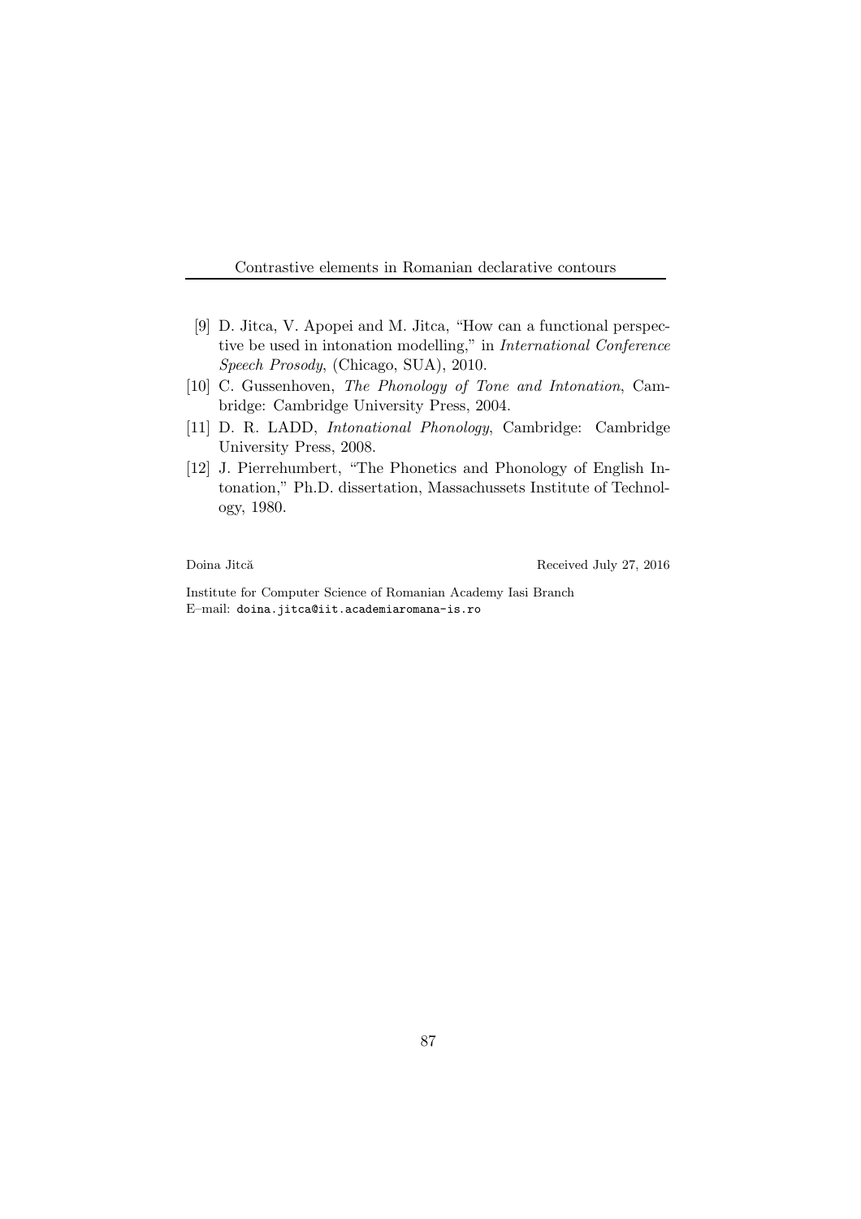[9] D. Jitca, V. Apopei and M. Jitca, "How can a functional perspective be used in intonation modelling," in *International Conference Speech Prosody*, (Chicago, SUA), 2010.

[10] C. Gussenhoven, *The Phonology of Tone and Intonation*, Cambridge: Cambridge University Press, 2004.

[11] D. R. LADD, *Intonational Phonology*, Cambridge: Cambridge University Press, 2008.

[12] J. Pierrehumbert, "The Phonetics and Phonology of English Intonation," Ph.D. dissertation, Massachussets Institute of Technology, 1980.

Doina Jitcă

Received July 27, 2016

Institute for Computer Science of Romanian Academy Iasi Branch
E–mail: doina.jitca@iit.academiaromana-is.ro